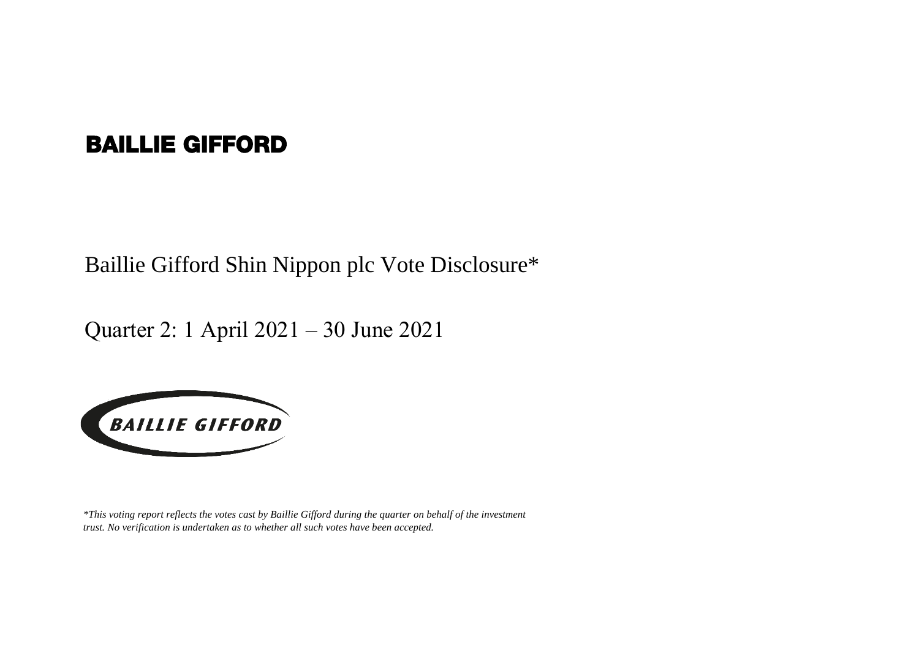# BAILLIE GIFFORD

## Baillie Gifford Shin Nippon plc Vote Disclosure*

## Quarter 2: 1 April 2021 – 30 June 2021

BAILLIE GIFFORD

*\*This voting report reflects the votes cast by Baillie Gifford during the quarter on behalf of the investment trust. No verification is undertaken as to whether all such votes have been accepted.*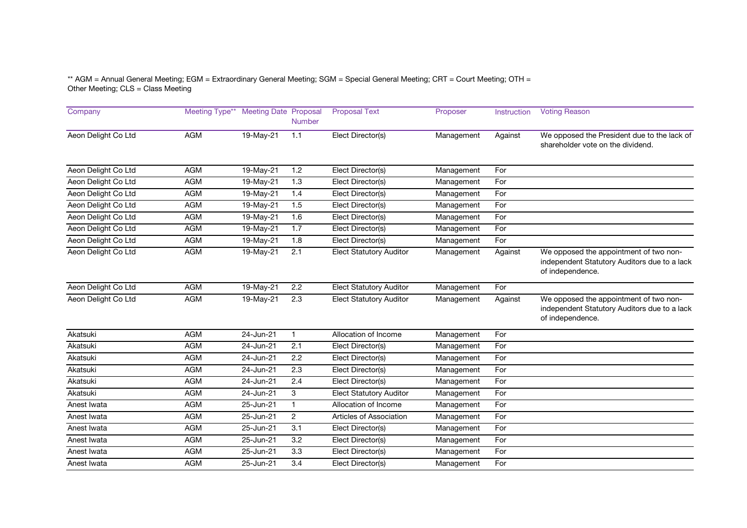** AGM = Annual General Meeting; EGM = Extraordinary General Meeting; SGM = Special General Meeting; CRT = Court Meeting; OTH = Other Meeting; CLS = Class Meeting

| Company | Meeting Type** | Meeting Date | Proposal Number | Proposal Text | Proposer | Instruction | Voting Reason |
|---|---|---|---|---|---|---|---|
| Aeon Delight Co Ltd | AGM | 19-May-21 | 1.1 | Elect Director(s) | Management | Against | We opposed the President due to the lack of shareholder vote on the dividend. |
| Aeon Delight Co Ltd | AGM | 19-May-21 | 1.2 | Elect Director(s) | Management | For | |
| Aeon Delight Co Ltd | AGM | 19-May-21 | 1.3 | Elect Director(s) | Management | For | |
| Aeon Delight Co Ltd | AGM | 19-May-21 | 1.4 | Elect Director(s) | Management | For | |
| Aeon Delight Co Ltd | AGM | 19-May-21 | 1.5 | Elect Director(s) | Management | For | |
| Aeon Delight Co Ltd | AGM | 19-May-21 | 1.6 | Elect Director(s) | Management | For | |
| Aeon Delight Co Ltd | AGM | 19-May-21 | 1.7 | Elect Director(s) | Management | For | |
| Aeon Delight Co Ltd | AGM | 19-May-21 | 1.8 | Elect Director(s) | Management | For | |
| Aeon Delight Co Ltd | AGM | 19-May-21 | 2.1 | Elect Statutory Auditor | Management | Against | We opposed the appointment of two non-independent Statutory Auditors due to a lack of independence. |
| Aeon Delight Co Ltd | AGM | 19-May-21 | 2.2 | Elect Statutory Auditor | Management | For | |
| Aeon Delight Co Ltd | AGM | 19-May-21 | 2.3 | Elect Statutory Auditor | Management | Against | We opposed the appointment of two non-independent Statutory Auditors due to a lack of independence. |
| Akatsuki | AGM | 24-Jun-21 | 1 | Allocation of Income | Management | For | |
| Akatsuki | AGM | 24-Jun-21 | 2.1 | Elect Director(s) | Management | For | |
| Akatsuki | AGM | 24-Jun-21 | 2.2 | Elect Director(s) | Management | For | |
| Akatsuki | AGM | 24-Jun-21 | 2.3 | Elect Director(s) | Management | For | |
| Akatsuki | AGM | 24-Jun-21 | 2.4 | Elect Director(s) | Management | For | |
| Akatsuki | AGM | 24-Jun-21 | 3 | Elect Statutory Auditor | Management | For | |
| Anest Iwata | AGM | 25-Jun-21 | 1 | Allocation of Income | Management | For | |
| Anest Iwata | AGM | 25-Jun-21 | 2 | Articles of Association | Management | For | |
| Anest Iwata | AGM | 25-Jun-21 | 3.1 | Elect Director(s) | Management | For | |
| Anest Iwata | AGM | 25-Jun-21 | 3.2 | Elect Director(s) | Management | For | |
| Anest Iwata | AGM | 25-Jun-21 | 3.3 | Elect Director(s) | Management | For | |
| Anest Iwata | AGM | 25-Jun-21 | 3.4 | Elect Director(s) | Management | For | |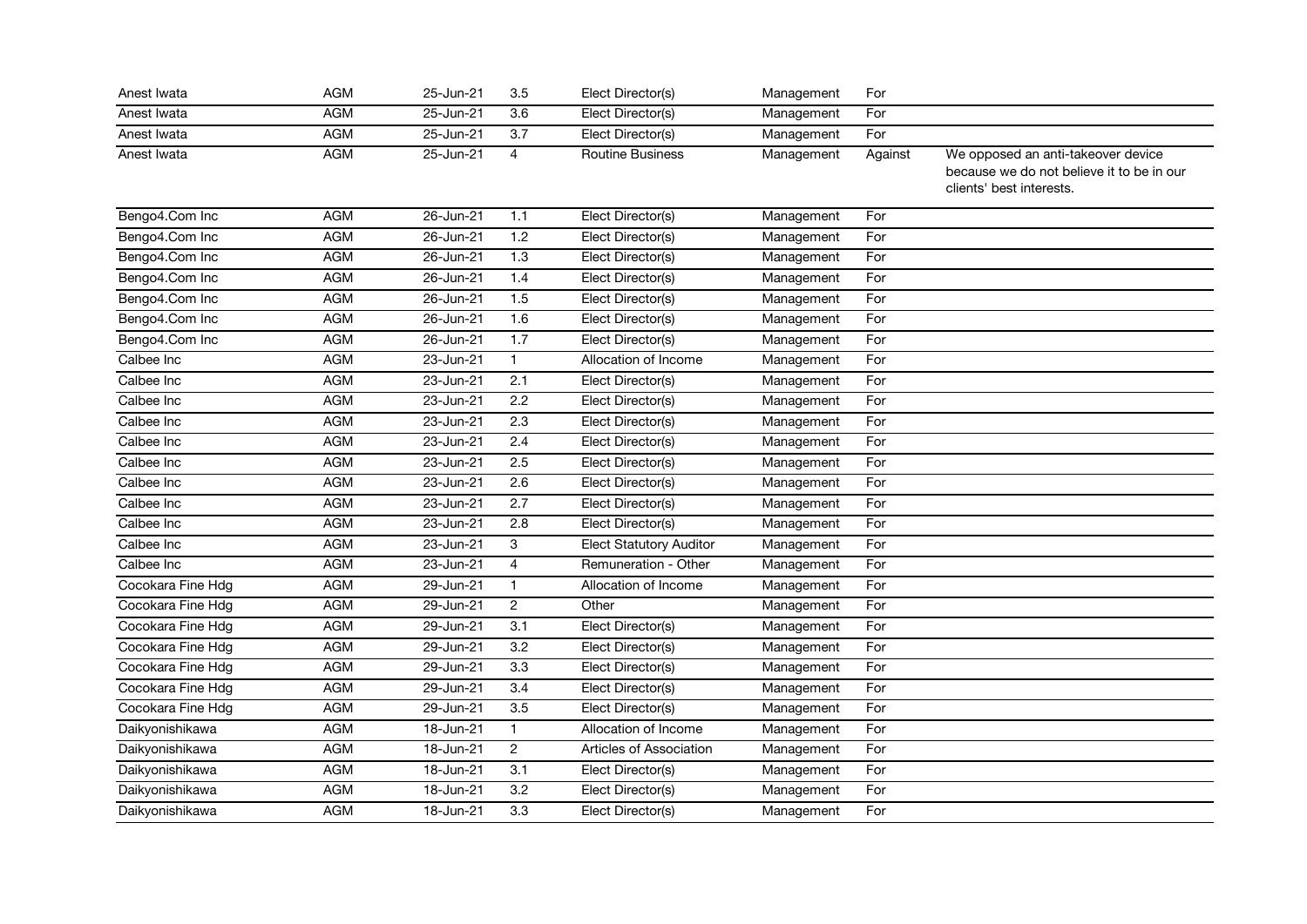| | | | | | | | |
|---|---|---|---|---|---|---|---|
| Anest Iwata | AGM | 25-Jun-21 | 3.5 | Elect Director(s) | Management | For | |
| Anest Iwata | AGM | 25-Jun-21 | 3.6 | Elect Director(s) | Management | For | |
| Anest Iwata | AGM | 25-Jun-21 | 3.7 | Elect Director(s) | Management | For | |
| Anest Iwata | AGM | 25-Jun-21 | 4 | Routine Business | Management | Against | We opposed an anti-takeover device because we do not believe it to be in our clients' best interests. |
| Bengo4.Com Inc | AGM | 26-Jun-21 | 1.1 | Elect Director(s) | Management | For | |
| Bengo4.Com Inc | AGM | 26-Jun-21 | 1.2 | Elect Director(s) | Management | For | |
| Bengo4.Com Inc | AGM | 26-Jun-21 | 1.3 | Elect Director(s) | Management | For | |
| Bengo4.Com Inc | AGM | 26-Jun-21 | 1.4 | Elect Director(s) | Management | For | |
| Bengo4.Com Inc | AGM | 26-Jun-21 | 1.5 | Elect Director(s) | Management | For | |
| Bengo4.Com Inc | AGM | 26-Jun-21 | 1.6 | Elect Director(s) | Management | For | |
| Bengo4.Com Inc | AGM | 26-Jun-21 | 1.7 | Elect Director(s) | Management | For | |
| Calbee Inc | AGM | 23-Jun-21 | 1 | Allocation of Income | Management | For | |
| Calbee Inc | AGM | 23-Jun-21 | 2.1 | Elect Director(s) | Management | For | |
| Calbee Inc | AGM | 23-Jun-21 | 2.2 | Elect Director(s) | Management | For | |
| Calbee Inc | AGM | 23-Jun-21 | 2.3 | Elect Director(s) | Management | For | |
| Calbee Inc | AGM | 23-Jun-21 | 2.4 | Elect Director(s) | Management | For | |
| Calbee Inc | AGM | 23-Jun-21 | 2.5 | Elect Director(s) | Management | For | |
| Calbee Inc | AGM | 23-Jun-21 | 2.6 | Elect Director(s) | Management | For | |
| Calbee Inc | AGM | 23-Jun-21 | 2.7 | Elect Director(s) | Management | For | |
| Calbee Inc | AGM | 23-Jun-21 | 2.8 | Elect Director(s) | Management | For | |
| Calbee Inc | AGM | 23-Jun-21 | 3 | Elect Statutory Auditor | Management | For | |
| Calbee Inc | AGM | 23-Jun-21 | 4 | Remuneration - Other | Management | For | |
| Cocokara Fine Hdg | AGM | 29-Jun-21 | 1 | Allocation of Income | Management | For | |
| Cocokara Fine Hdg | AGM | 29-Jun-21 | 2 | Other | Management | For | |
| Cocokara Fine Hdg | AGM | 29-Jun-21 | 3.1 | Elect Director(s) | Management | For | |
| Cocokara Fine Hdg | AGM | 29-Jun-21 | 3.2 | Elect Director(s) | Management | For | |
| Cocokara Fine Hdg | AGM | 29-Jun-21 | 3.3 | Elect Director(s) | Management | For | |
| Cocokara Fine Hdg | AGM | 29-Jun-21 | 3.4 | Elect Director(s) | Management | For | |
| Cocokara Fine Hdg | AGM | 29-Jun-21 | 3.5 | Elect Director(s) | Management | For | |
| Daikyonishikawa | AGM | 18-Jun-21 | 1 | Allocation of Income | Management | For | |
| Daikyonishikawa | AGM | 18-Jun-21 | 2 | Articles of Association | Management | For | |
| Daikyonishikawa | AGM | 18-Jun-21 | 3.1 | Elect Director(s) | Management | For | |
| Daikyonishikawa | AGM | 18-Jun-21 | 3.2 | Elect Director(s) | Management | For | |
| Daikyonishikawa | AGM | 18-Jun-21 | 3.3 | Elect Director(s) | Management | For | |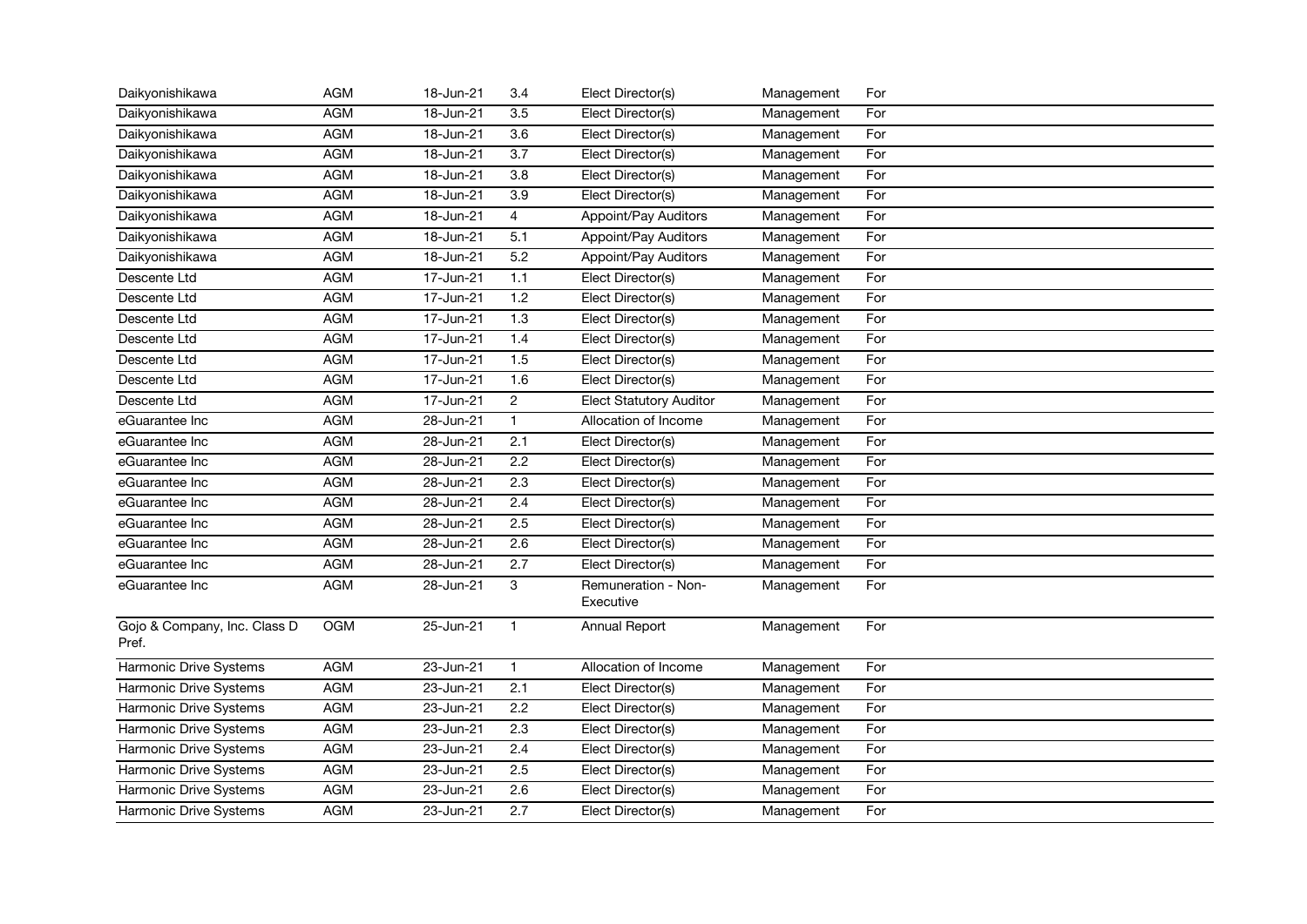| | | | | | | |
|---|---|---|---|---|---|---|
| Daikyonishikawa | AGM | 18-Jun-21 | 3.4 | Elect Director(s) | Management | For |
| Daikyonishikawa | AGM | 18-Jun-21 | 3.5 | Elect Director(s) | Management | For |
| Daikyonishikawa | AGM | 18-Jun-21 | 3.6 | Elect Director(s) | Management | For |
| Daikyonishikawa | AGM | 18-Jun-21 | 3.7 | Elect Director(s) | Management | For |
| Daikyonishikawa | AGM | 18-Jun-21 | 3.8 | Elect Director(s) | Management | For |
| Daikyonishikawa | AGM | 18-Jun-21 | 3.9 | Elect Director(s) | Management | For |
| Daikyonishikawa | AGM | 18-Jun-21 | 4 | Appoint/Pay Auditors | Management | For |
| Daikyonishikawa | AGM | 18-Jun-21 | 5.1 | Appoint/Pay Auditors | Management | For |
| Daikyonishikawa | AGM | 18-Jun-21 | 5.2 | Appoint/Pay Auditors | Management | For |
| Descente Ltd | AGM | 17-Jun-21 | 1.1 | Elect Director(s) | Management | For |
| Descente Ltd | AGM | 17-Jun-21 | 1.2 | Elect Director(s) | Management | For |
| Descente Ltd | AGM | 17-Jun-21 | 1.3 | Elect Director(s) | Management | For |
| Descente Ltd | AGM | 17-Jun-21 | 1.4 | Elect Director(s) | Management | For |
| Descente Ltd | AGM | 17-Jun-21 | 1.5 | Elect Director(s) | Management | For |
| Descente Ltd | AGM | 17-Jun-21 | 1.6 | Elect Director(s) | Management | For |
| Descente Ltd | AGM | 17-Jun-21 | 2 | Elect Statutory Auditor | Management | For |
| eGuarantee Inc | AGM | 28-Jun-21 | 1 | Allocation of Income | Management | For |
| eGuarantee Inc | AGM | 28-Jun-21 | 2.1 | Elect Director(s) | Management | For |
| eGuarantee Inc | AGM | 28-Jun-21 | 2.2 | Elect Director(s) | Management | For |
| eGuarantee Inc | AGM | 28-Jun-21 | 2.3 | Elect Director(s) | Management | For |
| eGuarantee Inc | AGM | 28-Jun-21 | 2.4 | Elect Director(s) | Management | For |
| eGuarantee Inc | AGM | 28-Jun-21 | 2.5 | Elect Director(s) | Management | For |
| eGuarantee Inc | AGM | 28-Jun-21 | 2.6 | Elect Director(s) | Management | For |
| eGuarantee Inc | AGM | 28-Jun-21 | 2.7 | Elect Director(s) | Management | For |
| eGuarantee Inc | AGM | 28-Jun-21 | 3 | Remuneration - Non-Executive | Management | For |
| Gojo & Company, Inc. Class D Pref. | OGM | 25-Jun-21 | 1 | Annual Report | Management | For |
| Harmonic Drive Systems | AGM | 23-Jun-21 | 1 | Allocation of Income | Management | For |
| Harmonic Drive Systems | AGM | 23-Jun-21 | 2.1 | Elect Director(s) | Management | For |
| Harmonic Drive Systems | AGM | 23-Jun-21 | 2.2 | Elect Director(s) | Management | For |
| Harmonic Drive Systems | AGM | 23-Jun-21 | 2.3 | Elect Director(s) | Management | For |
| Harmonic Drive Systems | AGM | 23-Jun-21 | 2.4 | Elect Director(s) | Management | For |
| Harmonic Drive Systems | AGM | 23-Jun-21 | 2.5 | Elect Director(s) | Management | For |
| Harmonic Drive Systems | AGM | 23-Jun-21 | 2.6 | Elect Director(s) | Management | For |
| Harmonic Drive Systems | AGM | 23-Jun-21 | 2.7 | Elect Director(s) | Management | For |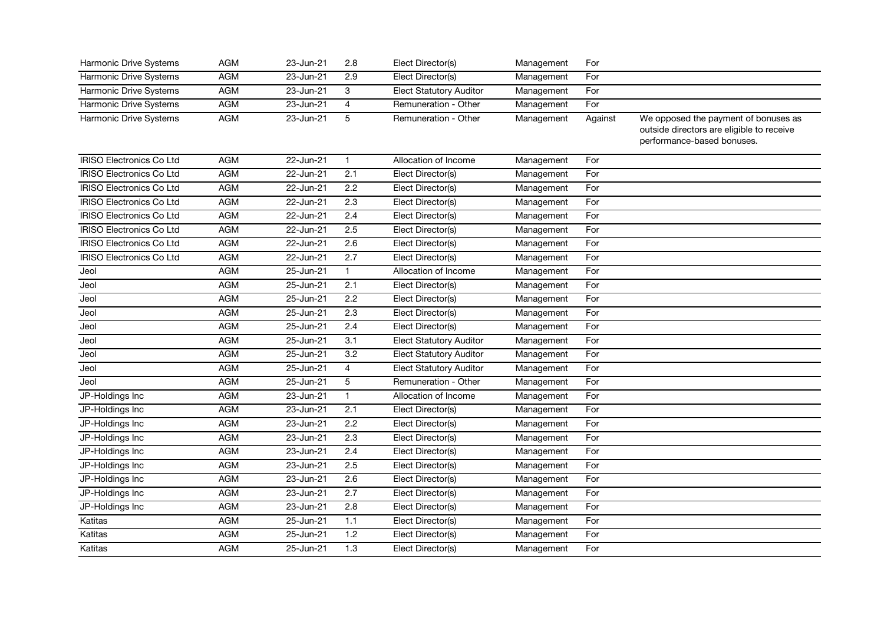| | | | | | | | |
|---|---|---|---|---|---|---|---|
| Harmonic Drive Systems | AGM | 23-Jun-21 | 2.8 | Elect Director(s) | Management | For | |
| Harmonic Drive Systems | AGM | 23-Jun-21 | 2.9 | Elect Director(s) | Management | For | |
| Harmonic Drive Systems | AGM | 23-Jun-21 | 3 | Elect Statutory Auditor | Management | For | |
| Harmonic Drive Systems | AGM | 23-Jun-21 | 4 | Remuneration - Other | Management | For | |
| Harmonic Drive Systems | AGM | 23-Jun-21 | 5 | Remuneration - Other | Management | Against | We opposed the payment of bonuses as outside directors are eligible to receive performance-based bonuses. |
| IRISO Electronics Co Ltd | AGM | 22-Jun-21 | 1 | Allocation of Income | Management | For | |
| IRISO Electronics Co Ltd | AGM | 22-Jun-21 | 2.1 | Elect Director(s) | Management | For | |
| IRISO Electronics Co Ltd | AGM | 22-Jun-21 | 2.2 | Elect Director(s) | Management | For | |
| IRISO Electronics Co Ltd | AGM | 22-Jun-21 | 2.3 | Elect Director(s) | Management | For | |
| IRISO Electronics Co Ltd | AGM | 22-Jun-21 | 2.4 | Elect Director(s) | Management | For | |
| IRISO Electronics Co Ltd | AGM | 22-Jun-21 | 2.5 | Elect Director(s) | Management | For | |
| IRISO Electronics Co Ltd | AGM | 22-Jun-21 | 2.6 | Elect Director(s) | Management | For | |
| IRISO Electronics Co Ltd | AGM | 22-Jun-21 | 2.7 | Elect Director(s) | Management | For | |
| Jeol | AGM | 25-Jun-21 | 1 | Allocation of Income | Management | For | |
| Jeol | AGM | 25-Jun-21 | 2.1 | Elect Director(s) | Management | For | |
| Jeol | AGM | 25-Jun-21 | 2.2 | Elect Director(s) | Management | For | |
| Jeol | AGM | 25-Jun-21 | 2.3 | Elect Director(s) | Management | For | |
| Jeol | AGM | 25-Jun-21 | 2.4 | Elect Director(s) | Management | For | |
| Jeol | AGM | 25-Jun-21 | 3.1 | Elect Statutory Auditor | Management | For | |
| Jeol | AGM | 25-Jun-21 | 3.2 | Elect Statutory Auditor | Management | For | |
| Jeol | AGM | 25-Jun-21 | 4 | Elect Statutory Auditor | Management | For | |
| Jeol | AGM | 25-Jun-21 | 5 | Remuneration - Other | Management | For | |
| JP-Holdings Inc | AGM | 23-Jun-21 | 1 | Allocation of Income | Management | For | |
| JP-Holdings Inc | AGM | 23-Jun-21 | 2.1 | Elect Director(s) | Management | For | |
| JP-Holdings Inc | AGM | 23-Jun-21 | 2.2 | Elect Director(s) | Management | For | |
| JP-Holdings Inc | AGM | 23-Jun-21 | 2.3 | Elect Director(s) | Management | For | |
| JP-Holdings Inc | AGM | 23-Jun-21 | 2.4 | Elect Director(s) | Management | For | |
| JP-Holdings Inc | AGM | 23-Jun-21 | 2.5 | Elect Director(s) | Management | For | |
| JP-Holdings Inc | AGM | 23-Jun-21 | 2.6 | Elect Director(s) | Management | For | |
| JP-Holdings Inc | AGM | 23-Jun-21 | 2.7 | Elect Director(s) | Management | For | |
| JP-Holdings Inc | AGM | 23-Jun-21 | 2.8 | Elect Director(s) | Management | For | |
| Katitas | AGM | 25-Jun-21 | 1.1 | Elect Director(s) | Management | For | |
| Katitas | AGM | 25-Jun-21 | 1.2 | Elect Director(s) | Management | For | |
| Katitas | AGM | 25-Jun-21 | 1.3 | Elect Director(s) | Management | For | |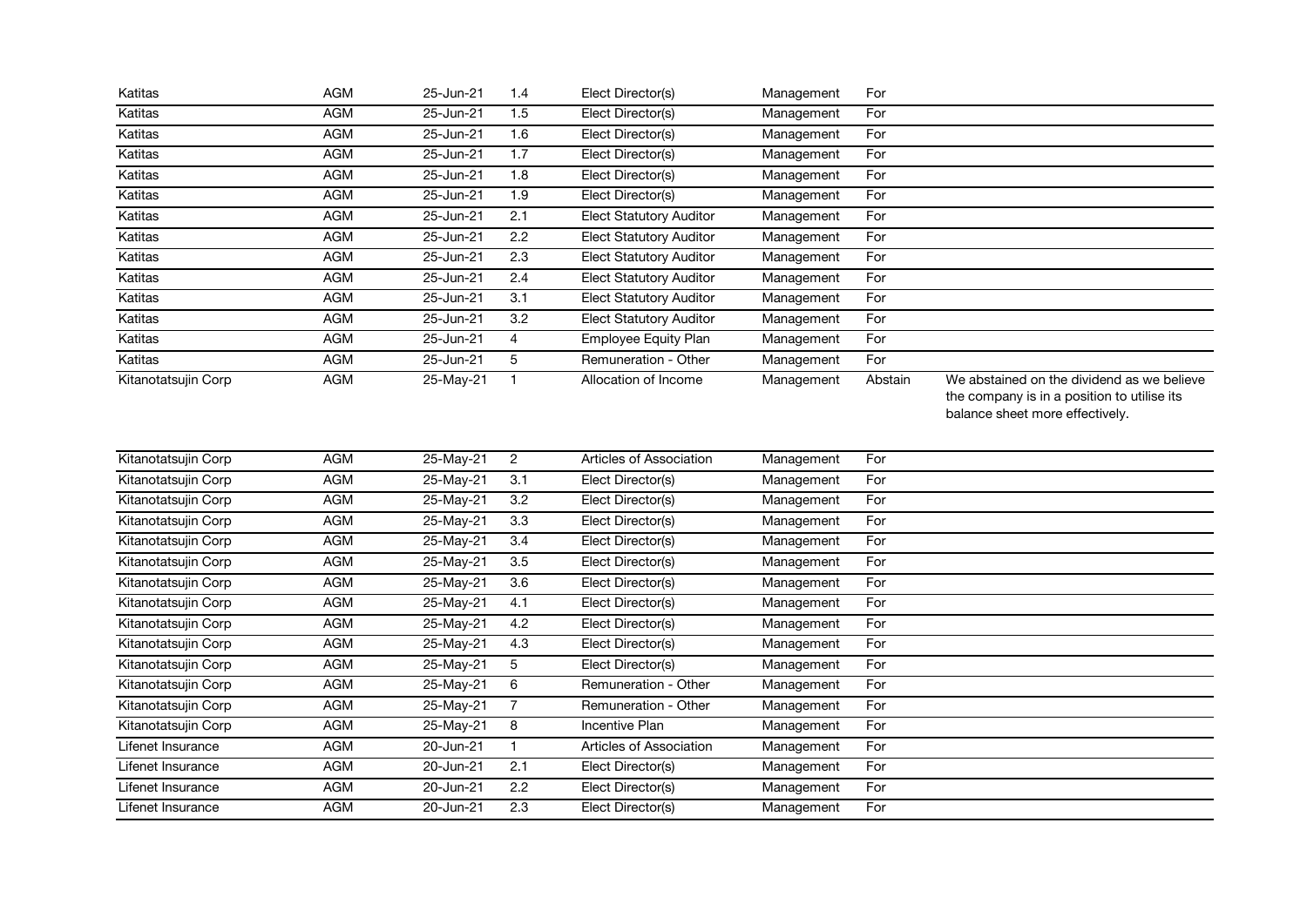| | | | | | | | |
|---|---|---|---|---|---|---|---|
| Katitas | AGM | 25-Jun-21 | 1.4 | Elect Director(s) | Management | For | |
| Katitas | AGM | 25-Jun-21 | 1.5 | Elect Director(s) | Management | For | |
| Katitas | AGM | 25-Jun-21 | 1.6 | Elect Director(s) | Management | For | |
| Katitas | AGM | 25-Jun-21 | 1.7 | Elect Director(s) | Management | For | |
| Katitas | AGM | 25-Jun-21 | 1.8 | Elect Director(s) | Management | For | |
| Katitas | AGM | 25-Jun-21 | 1.9 | Elect Director(s) | Management | For | |
| Katitas | AGM | 25-Jun-21 | 2.1 | Elect Statutory Auditor | Management | For | |
| Katitas | AGM | 25-Jun-21 | 2.2 | Elect Statutory Auditor | Management | For | |
| Katitas | AGM | 25-Jun-21 | 2.3 | Elect Statutory Auditor | Management | For | |
| Katitas | AGM | 25-Jun-21 | 2.4 | Elect Statutory Auditor | Management | For | |
| Katitas | AGM | 25-Jun-21 | 3.1 | Elect Statutory Auditor | Management | For | |
| Katitas | AGM | 25-Jun-21 | 3.2 | Elect Statutory Auditor | Management | For | |
| Katitas | AGM | 25-Jun-21 | 4 | Employee Equity Plan | Management | For | |
| Katitas | AGM | 25-Jun-21 | 5 | Remuneration - Other | Management | For | |
| Kitanotatsujin Corp | AGM | 25-May-21 | 1 | Allocation of Income | Management | Abstain | We abstained on the dividend as we believe the company is in a position to utilise its balance sheet more effectively. |
| Kitanotatsujin Corp | AGM | 25-May-21 | 2 | Articles of Association | Management | For | |
| Kitanotatsujin Corp | AGM | 25-May-21 | 3.1 | Elect Director(s) | Management | For | |
| Kitanotatsujin Corp | AGM | 25-May-21 | 3.2 | Elect Director(s) | Management | For | |
| Kitanotatsujin Corp | AGM | 25-May-21 | 3.3 | Elect Director(s) | Management | For | |
| Kitanotatsujin Corp | AGM | 25-May-21 | 3.4 | Elect Director(s) | Management | For | |
| Kitanotatsujin Corp | AGM | 25-May-21 | 3.5 | Elect Director(s) | Management | For | |
| Kitanotatsujin Corp | AGM | 25-May-21 | 3.6 | Elect Director(s) | Management | For | |
| Kitanotatsujin Corp | AGM | 25-May-21 | 4.1 | Elect Director(s) | Management | For | |
| Kitanotatsujin Corp | AGM | 25-May-21 | 4.2 | Elect Director(s) | Management | For | |
| Kitanotatsujin Corp | AGM | 25-May-21 | 4.3 | Elect Director(s) | Management | For | |
| Kitanotatsujin Corp | AGM | 25-May-21 | 5 | Elect Director(s) | Management | For | |
| Kitanotatsujin Corp | AGM | 25-May-21 | 6 | Remuneration - Other | Management | For | |
| Kitanotatsujin Corp | AGM | 25-May-21 | 7 | Remuneration - Other | Management | For | |
| Kitanotatsujin Corp | AGM | 25-May-21 | 8 | Incentive Plan | Management | For | |
| Lifenet Insurance | AGM | 20-Jun-21 | 1 | Articles of Association | Management | For | |
| Lifenet Insurance | AGM | 20-Jun-21 | 2.1 | Elect Director(s) | Management | For | |
| Lifenet Insurance | AGM | 20-Jun-21 | 2.2 | Elect Director(s) | Management | For | |
| Lifenet Insurance | AGM | 20-Jun-21 | 2.3 | Elect Director(s) | Management | For | |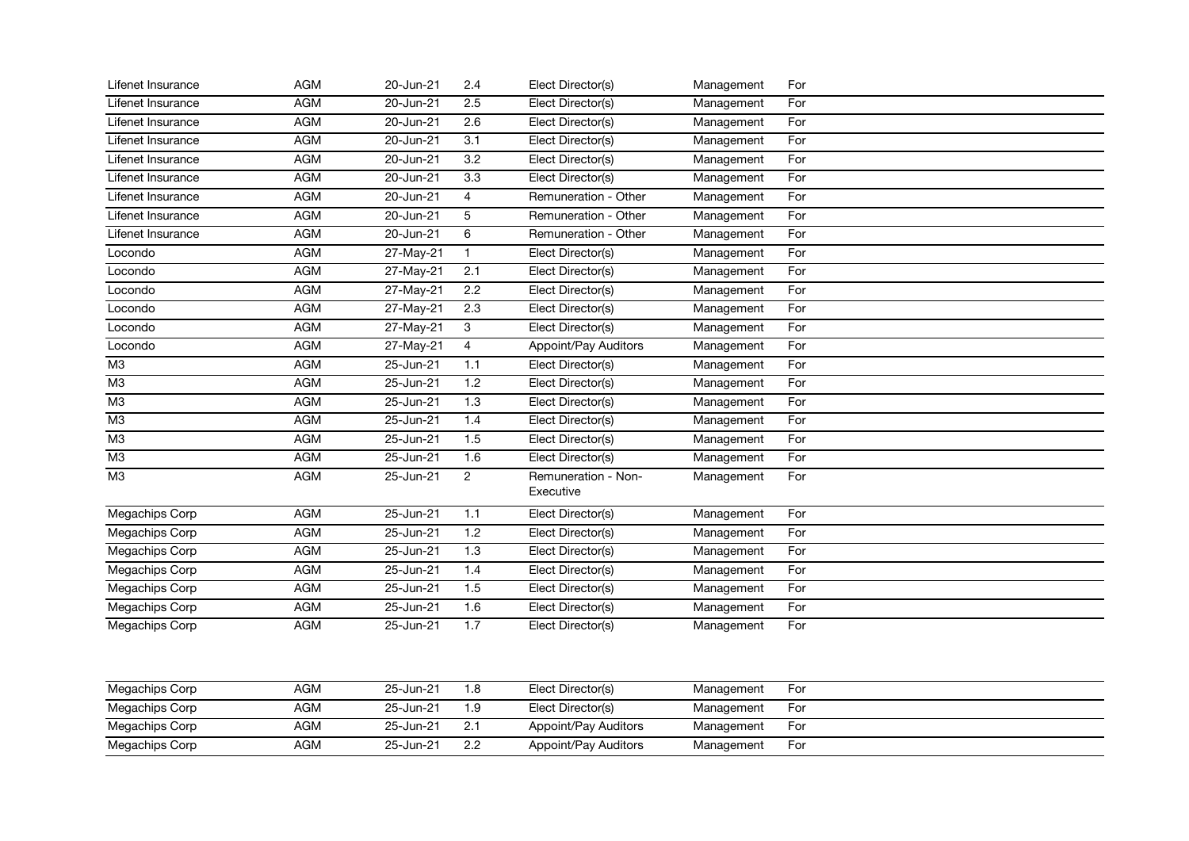| | | | | | | |
|---|---|---|---|---|---|---|
| Lifenet Insurance | AGM | 20-Jun-21 | 2.4 | Elect Director(s) | Management | For |
| Lifenet Insurance | AGM | 20-Jun-21 | 2.5 | Elect Director(s) | Management | For |
| Lifenet Insurance | AGM | 20-Jun-21 | 2.6 | Elect Director(s) | Management | For |
| Lifenet Insurance | AGM | 20-Jun-21 | 3.1 | Elect Director(s) | Management | For |
| Lifenet Insurance | AGM | 20-Jun-21 | 3.2 | Elect Director(s) | Management | For |
| Lifenet Insurance | AGM | 20-Jun-21 | 3.3 | Elect Director(s) | Management | For |
| Lifenet Insurance | AGM | 20-Jun-21 | 4 | Remuneration - Other | Management | For |
| Lifenet Insurance | AGM | 20-Jun-21 | 5 | Remuneration - Other | Management | For |
| Lifenet Insurance | AGM | 20-Jun-21 | 6 | Remuneration - Other | Management | For |
| Locondo | AGM | 27-May-21 | 1 | Elect Director(s) | Management | For |
| Locondo | AGM | 27-May-21 | 2.1 | Elect Director(s) | Management | For |
| Locondo | AGM | 27-May-21 | 2.2 | Elect Director(s) | Management | For |
| Locondo | AGM | 27-May-21 | 2.3 | Elect Director(s) | Management | For |
| Locondo | AGM | 27-May-21 | 3 | Elect Director(s) | Management | For |
| Locondo | AGM | 27-May-21 | 4 | Appoint/Pay Auditors | Management | For |
| M3 | AGM | 25-Jun-21 | 1.1 | Elect Director(s) | Management | For |
| M3 | AGM | 25-Jun-21 | 1.2 | Elect Director(s) | Management | For |
| M3 | AGM | 25-Jun-21 | 1.3 | Elect Director(s) | Management | For |
| M3 | AGM | 25-Jun-21 | 1.4 | Elect Director(s) | Management | For |
| M3 | AGM | 25-Jun-21 | 1.5 | Elect Director(s) | Management | For |
| M3 | AGM | 25-Jun-21 | 1.6 | Elect Director(s) | Management | For |
| M3 | AGM | 25-Jun-21 | 2 | Remuneration - Non-Executive | Management | For |
| Megachips Corp | AGM | 25-Jun-21 | 1.1 | Elect Director(s) | Management | For |
| Megachips Corp | AGM | 25-Jun-21 | 1.2 | Elect Director(s) | Management | For |
| Megachips Corp | AGM | 25-Jun-21 | 1.3 | Elect Director(s) | Management | For |
| Megachips Corp | AGM | 25-Jun-21 | 1.4 | Elect Director(s) | Management | For |
| Megachips Corp | AGM | 25-Jun-21 | 1.5 | Elect Director(s) | Management | For |
| Megachips Corp | AGM | 25-Jun-21 | 1.6 | Elect Director(s) | Management | For |
| Megachips Corp | AGM | 25-Jun-21 | 1.7 | Elect Director(s) | Management | For |
| Megachips Corp | AGM | 25-Jun-21 | 1.8 | Elect Director(s) | Management | For |
| Megachips Corp | AGM | 25-Jun-21 | 1.9 | Elect Director(s) | Management | For |
| Megachips Corp | AGM | 25-Jun-21 | 2.1 | Appoint/Pay Auditors | Management | For |
| Megachips Corp | AGM | 25-Jun-21 | 2.2 | Appoint/Pay Auditors | Management | For |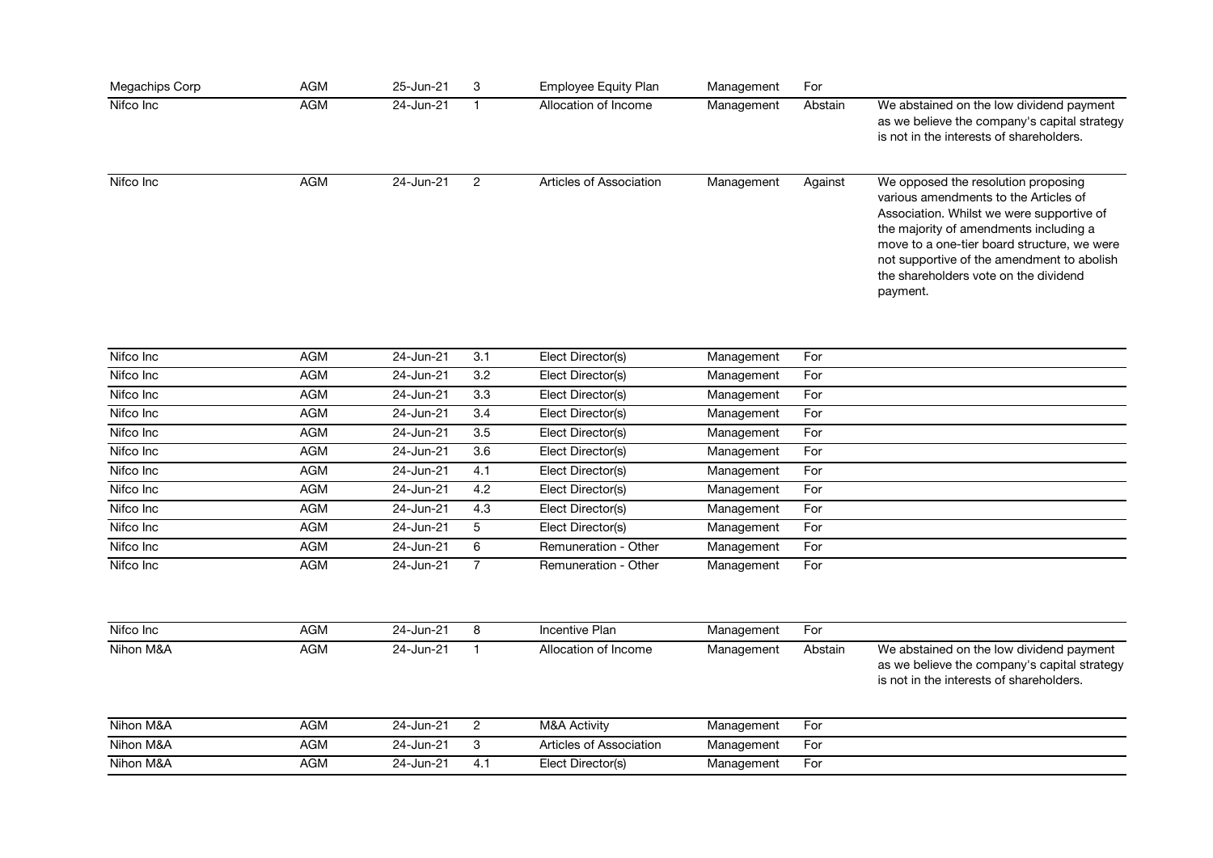| | | | | | | | |
|---|---|---|---|---|---|---|---|
| Megachips Corp | AGM | 25-Jun-21 | 3 | Employee Equity Plan | Management | For | |
| Nifco Inc | AGM | 24-Jun-21 | 1 | Allocation of Income | Management | Abstain | We abstained on the low dividend payment as we believe the company's capital strategy is not in the interests of shareholders. |
| Nifco Inc | AGM | 24-Jun-21 | 2 | Articles of Association | Management | Against | We opposed the resolution proposing various amendments to the Articles of Association. Whilst we were supportive of the majority of amendments including a move to a one-tier board structure, we were not supportive of the amendment to abolish the shareholders vote on the dividend payment. |
| Nifco Inc | AGM | 24-Jun-21 | 3.1 | Elect Director(s) | Management | For | |
| Nifco Inc | AGM | 24-Jun-21 | 3.2 | Elect Director(s) | Management | For | |
| Nifco Inc | AGM | 24-Jun-21 | 3.3 | Elect Director(s) | Management | For | |
| Nifco Inc | AGM | 24-Jun-21 | 3.4 | Elect Director(s) | Management | For | |
| Nifco Inc | AGM | 24-Jun-21 | 3.5 | Elect Director(s) | Management | For | |
| Nifco Inc | AGM | 24-Jun-21 | 3.6 | Elect Director(s) | Management | For | |
| Nifco Inc | AGM | 24-Jun-21 | 4.1 | Elect Director(s) | Management | For | |
| Nifco Inc | AGM | 24-Jun-21 | 4.2 | Elect Director(s) | Management | For | |
| Nifco Inc | AGM | 24-Jun-21 | 4.3 | Elect Director(s) | Management | For | |
| Nifco Inc | AGM | 24-Jun-21 | 5 | Elect Director(s) | Management | For | |
| Nifco Inc | AGM | 24-Jun-21 | 6 | Remuneration - Other | Management | For | |
| Nifco Inc | AGM | 24-Jun-21 | 7 | Remuneration - Other | Management | For | |
| Nifco Inc | AGM | 24-Jun-21 | 8 | Incentive Plan | Management | For | |
| Nihon M&A | AGM | 24-Jun-21 | 1 | Allocation of Income | Management | Abstain | We abstained on the low dividend payment as we believe the company's capital strategy is not in the interests of shareholders. |
| Nihon M&A | AGM | 24-Jun-21 | 2 | M&A Activity | Management | For | |
| Nihon M&A | AGM | 24-Jun-21 | 3 | Articles of Association | Management | For | |
| Nihon M&A | AGM | 24-Jun-21 | 4.1 | Elect Director(s) | Management | For | |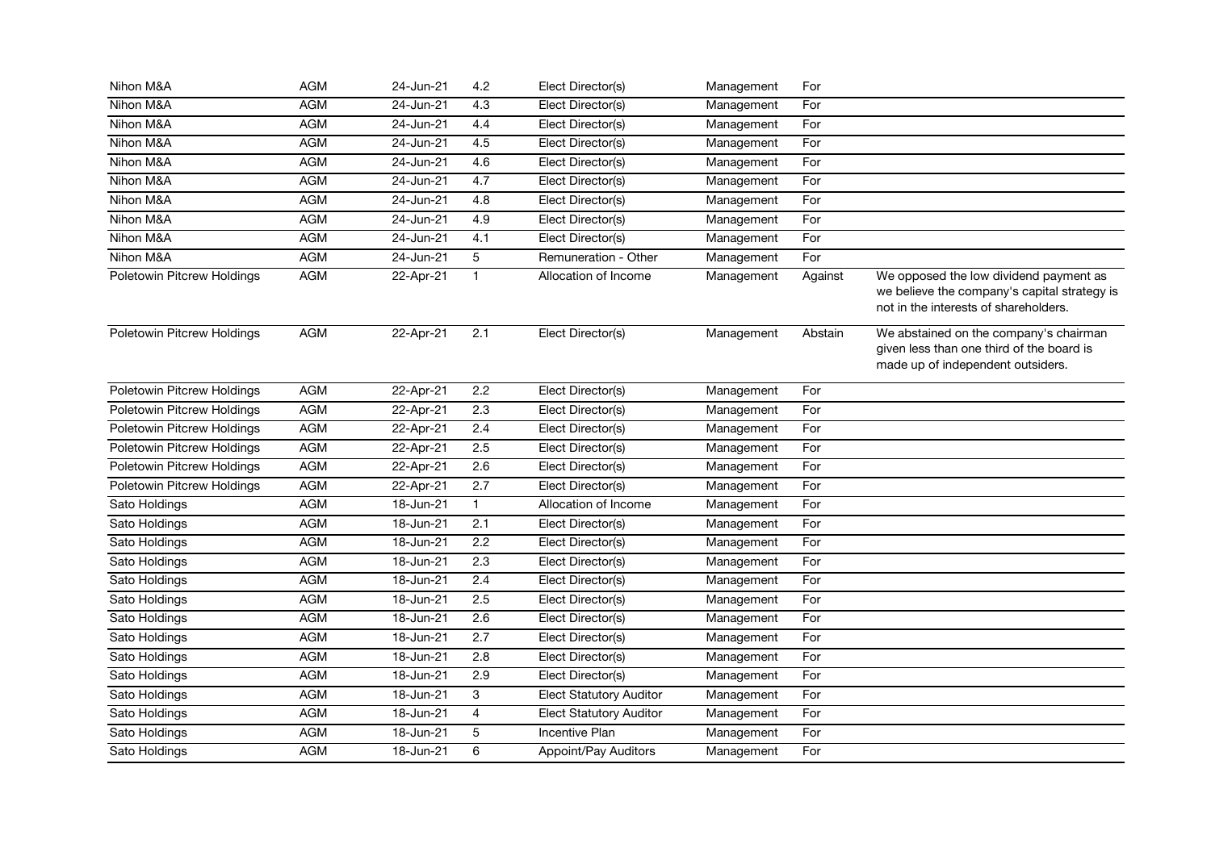| | | | | | | | |
|---|---|---|---|---|---|---|---|
| Nihon M&A | AGM | 24-Jun-21 | 4.2 | Elect Director(s) | Management | For | |
| Nihon M&A | AGM | 24-Jun-21 | 4.3 | Elect Director(s) | Management | For | |
| Nihon M&A | AGM | 24-Jun-21 | 4.4 | Elect Director(s) | Management | For | |
| Nihon M&A | AGM | 24-Jun-21 | 4.5 | Elect Director(s) | Management | For | |
| Nihon M&A | AGM | 24-Jun-21 | 4.6 | Elect Director(s) | Management | For | |
| Nihon M&A | AGM | 24-Jun-21 | 4.7 | Elect Director(s) | Management | For | |
| Nihon M&A | AGM | 24-Jun-21 | 4.8 | Elect Director(s) | Management | For | |
| Nihon M&A | AGM | 24-Jun-21 | 4.9 | Elect Director(s) | Management | For | |
| Nihon M&A | AGM | 24-Jun-21 | 4.1 | Elect Director(s) | Management | For | |
| Nihon M&A | AGM | 24-Jun-21 | 5 | Remuneration - Other | Management | For | |
| Poletowin Pitcrew Holdings | AGM | 22-Apr-21 | 1 | Allocation of Income | Management | Against | We opposed the low dividend payment as we believe the company's capital strategy is not in the interests of shareholders. |
| Poletowin Pitcrew Holdings | AGM | 22-Apr-21 | 2.1 | Elect Director(s) | Management | Abstain | We abstained on the company's chairman given less than one third of the board is made up of independent outsiders. |
| Poletowin Pitcrew Holdings | AGM | 22-Apr-21 | 2.2 | Elect Director(s) | Management | For | |
| Poletowin Pitcrew Holdings | AGM | 22-Apr-21 | 2.3 | Elect Director(s) | Management | For | |
| Poletowin Pitcrew Holdings | AGM | 22-Apr-21 | 2.4 | Elect Director(s) | Management | For | |
| Poletowin Pitcrew Holdings | AGM | 22-Apr-21 | 2.5 | Elect Director(s) | Management | For | |
| Poletowin Pitcrew Holdings | AGM | 22-Apr-21 | 2.6 | Elect Director(s) | Management | For | |
| Poletowin Pitcrew Holdings | AGM | 22-Apr-21 | 2.7 | Elect Director(s) | Management | For | |
| Sato Holdings | AGM | 18-Jun-21 | 1 | Allocation of Income | Management | For | |
| Sato Holdings | AGM | 18-Jun-21 | 2.1 | Elect Director(s) | Management | For | |
| Sato Holdings | AGM | 18-Jun-21 | 2.2 | Elect Director(s) | Management | For | |
| Sato Holdings | AGM | 18-Jun-21 | 2.3 | Elect Director(s) | Management | For | |
| Sato Holdings | AGM | 18-Jun-21 | 2.4 | Elect Director(s) | Management | For | |
| Sato Holdings | AGM | 18-Jun-21 | 2.5 | Elect Director(s) | Management | For | |
| Sato Holdings | AGM | 18-Jun-21 | 2.6 | Elect Director(s) | Management | For | |
| Sato Holdings | AGM | 18-Jun-21 | 2.7 | Elect Director(s) | Management | For | |
| Sato Holdings | AGM | 18-Jun-21 | 2.8 | Elect Director(s) | Management | For | |
| Sato Holdings | AGM | 18-Jun-21 | 2.9 | Elect Director(s) | Management | For | |
| Sato Holdings | AGM | 18-Jun-21 | 3 | Elect Statutory Auditor | Management | For | |
| Sato Holdings | AGM | 18-Jun-21 | 4 | Elect Statutory Auditor | Management | For | |
| Sato Holdings | AGM | 18-Jun-21 | 5 | Incentive Plan | Management | For | |
| Sato Holdings | AGM | 18-Jun-21 | 6 | Appoint/Pay Auditors | Management | For | |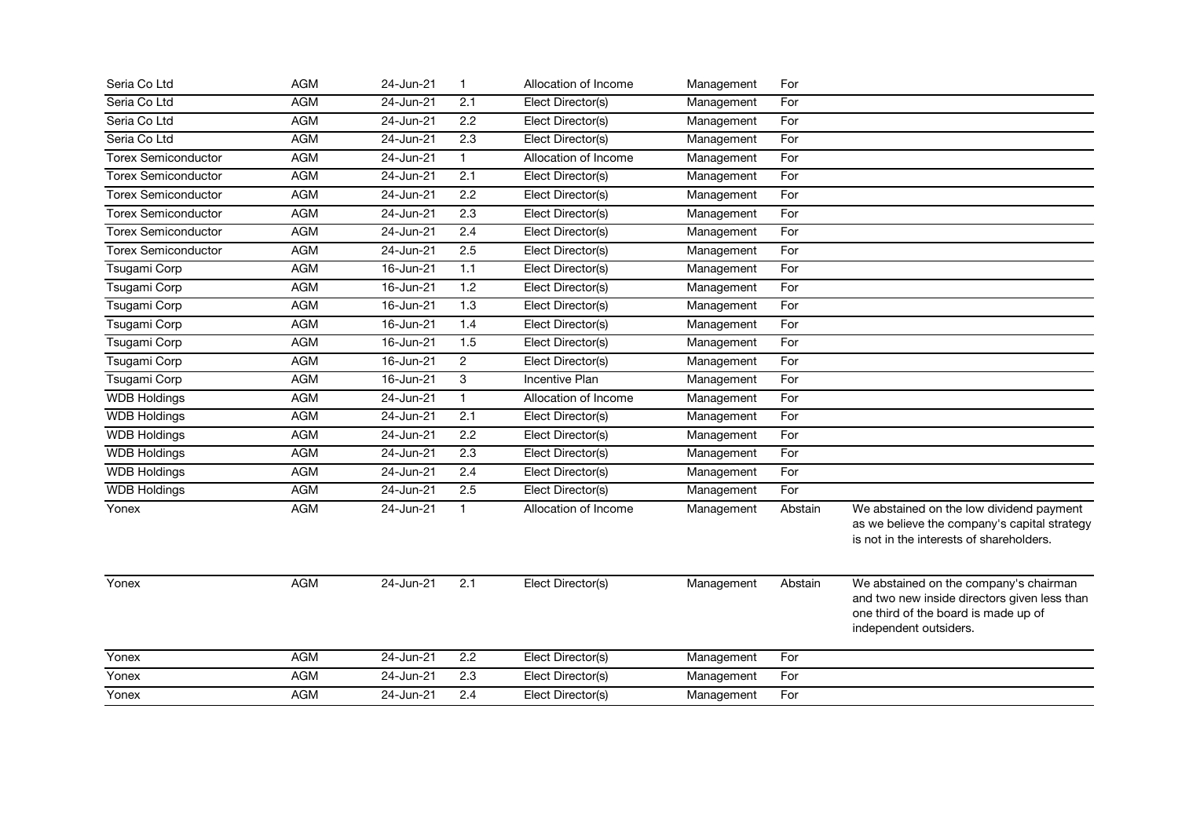| | | | | | | | |
|---|---|---|---|---|---|---|---|
| Seria Co Ltd | AGM | 24-Jun-21 | 1 | Allocation of Income | Management | For | |
| Seria Co Ltd | AGM | 24-Jun-21 | 2.1 | Elect Director(s) | Management | For | |
| Seria Co Ltd | AGM | 24-Jun-21 | 2.2 | Elect Director(s) | Management | For | |
| Seria Co Ltd | AGM | 24-Jun-21 | 2.3 | Elect Director(s) | Management | For | |
| Torex Semiconductor | AGM | 24-Jun-21 | 1 | Allocation of Income | Management | For | |
| Torex Semiconductor | AGM | 24-Jun-21 | 2.1 | Elect Director(s) | Management | For | |
| Torex Semiconductor | AGM | 24-Jun-21 | 2.2 | Elect Director(s) | Management | For | |
| Torex Semiconductor | AGM | 24-Jun-21 | 2.3 | Elect Director(s) | Management | For | |
| Torex Semiconductor | AGM | 24-Jun-21 | 2.4 | Elect Director(s) | Management | For | |
| Torex Semiconductor | AGM | 24-Jun-21 | 2.5 | Elect Director(s) | Management | For | |
| Tsugami Corp | AGM | 16-Jun-21 | 1.1 | Elect Director(s) | Management | For | |
| Tsugami Corp | AGM | 16-Jun-21 | 1.2 | Elect Director(s) | Management | For | |
| Tsugami Corp | AGM | 16-Jun-21 | 1.3 | Elect Director(s) | Management | For | |
| Tsugami Corp | AGM | 16-Jun-21 | 1.4 | Elect Director(s) | Management | For | |
| Tsugami Corp | AGM | 16-Jun-21 | 1.5 | Elect Director(s) | Management | For | |
| Tsugami Corp | AGM | 16-Jun-21 | 2 | Elect Director(s) | Management | For | |
| Tsugami Corp | AGM | 16-Jun-21 | 3 | Incentive Plan | Management | For | |
| WDB Holdings | AGM | 24-Jun-21 | 1 | Allocation of Income | Management | For | |
| WDB Holdings | AGM | 24-Jun-21 | 2.1 | Elect Director(s) | Management | For | |
| WDB Holdings | AGM | 24-Jun-21 | 2.2 | Elect Director(s) | Management | For | |
| WDB Holdings | AGM | 24-Jun-21 | 2.3 | Elect Director(s) | Management | For | |
| WDB Holdings | AGM | 24-Jun-21 | 2.4 | Elect Director(s) | Management | For | |
| WDB Holdings | AGM | 24-Jun-21 | 2.5 | Elect Director(s) | Management | For | |
| Yonex | AGM | 24-Jun-21 | 1 | Allocation of Income | Management | Abstain | We abstained on the low dividend payment as we believe the company's capital strategy is not in the interests of shareholders. |
| Yonex | AGM | 24-Jun-21 | 2.1 | Elect Director(s) | Management | Abstain | We abstained on the company's chairman and two new inside directors given less than one third of the board is made up of independent outsiders. |
| Yonex | AGM | 24-Jun-21 | 2.2 | Elect Director(s) | Management | For | |
| Yonex | AGM | 24-Jun-21 | 2.3 | Elect Director(s) | Management | For | |
| Yonex | AGM | 24-Jun-21 | 2.4 | Elect Director(s) | Management | For | |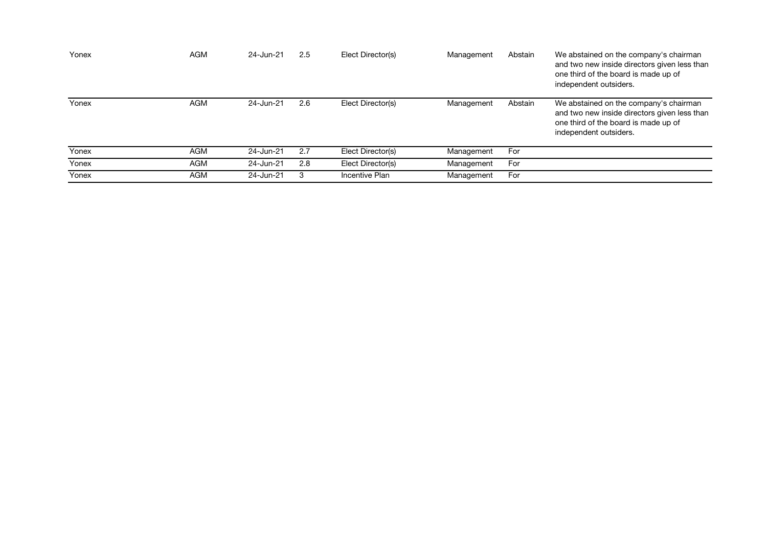| | | | | | | | |
|---|---|---|---|---|---|---|---|
| Yonex | AGM | 24-Jun-21 | 2.5 | Elect Director(s) | Management | Abstain | We abstained on the company's chairman and two new inside directors given less than one third of the board is made up of independent outsiders. |
| Yonex | AGM | 24-Jun-21 | 2.6 | Elect Director(s) | Management | Abstain | We abstained on the company's chairman and two new inside directors given less than one third of the board is made up of independent outsiders. |
| Yonex | AGM | 24-Jun-21 | 2.7 | Elect Director(s) | Management | For | |
| Yonex | AGM | 24-Jun-21 | 2.8 | Elect Director(s) | Management | For | |
| Yonex | AGM | 24-Jun-21 | 3 | Incentive Plan | Management | For | |